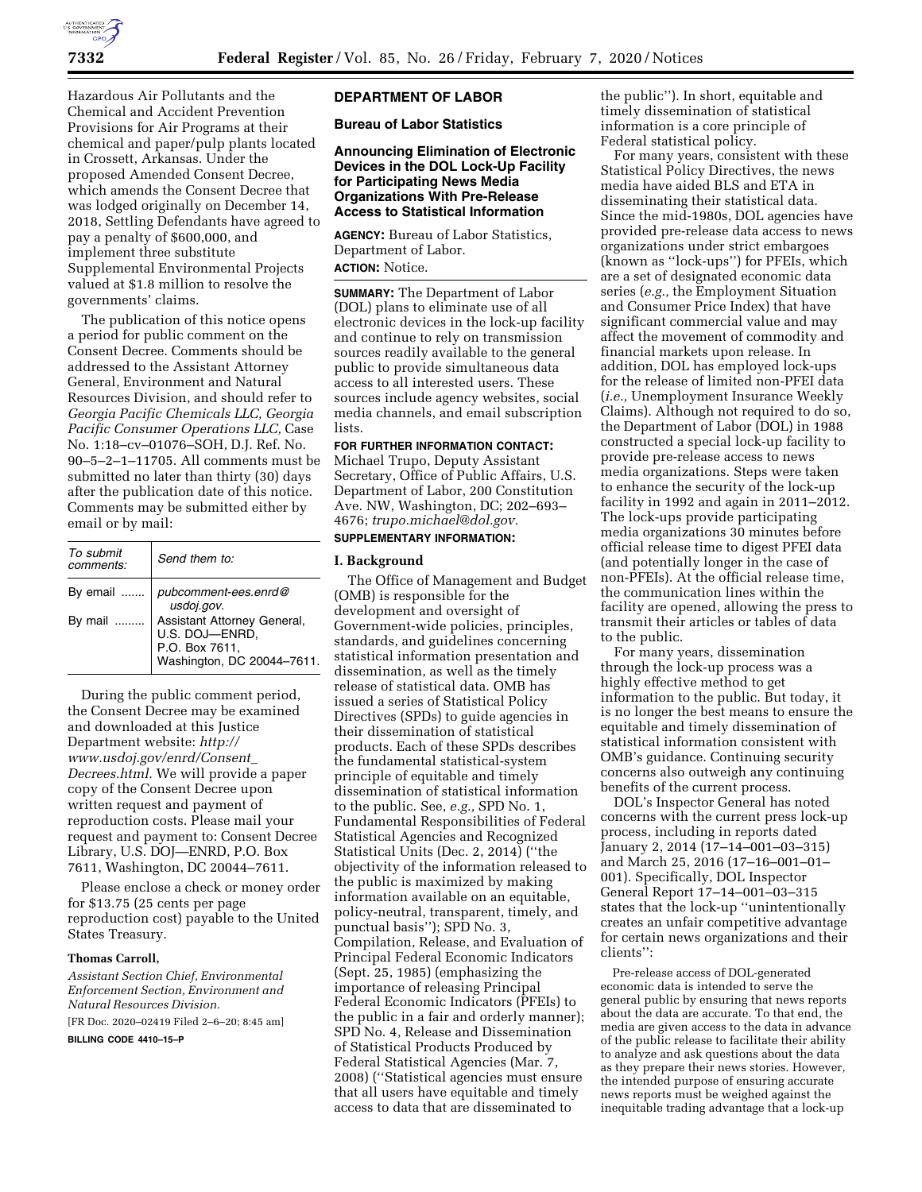Hazardous Air Pollutants and the Chemical and Accident Prevention Provisions for Air Programs at their chemical and paper/pulp plants located in Crossett, Arkansas. Under the proposed Amended Consent Decree, which amends the Consent Decree that was lodged originally on December 14, 2018, Settling Defendants have agreed to pay a penalty of $600,000, and implement three substitute Supplemental Environmental Projects valued at $1.8 million to resolve the governments' claims.

The publication of this notice opens a period for public comment on the Consent Decree. Comments should be addressed to the Assistant Attorney General, Environment and Natural Resources Division, and should refer to *Georgia Pacific Chemicals LLC, Georgia Pacific Consumer Operations LLC,* Case No. 1:18–cv–01076–SOH, D.J. Ref. No. 90–5–2–1–11705. All comments must be submitted no later than thirty (30) days after the publication date of this notice. Comments may be submitted either by email or by mail:

| *To submit comments:* | *Send them to:* |
|---|---|
| By email ....... | *pubcomment-ees.enrd@usdoj.gov.* |
| By mail ......... | Assistant Attorney General, U.S. DOJ—ENRD, P.O. Box 7611, Washington, DC 20044–7611. |

During the public comment period, the Consent Decree may be examined and downloaded at this Justice Department website: *http://www.usdoj.gov/enrd/Consent_Decrees.html.* We will provide a paper copy of the Consent Decree upon written request and payment of reproduction costs. Please mail your request and payment to: Consent Decree Library, U.S. DOJ—ENRD, P.O. Box 7611, Washington, DC 20044–7611.

Please enclose a check or money order for $13.75 (25 cents per page reproduction cost) payable to the United States Treasury.

**Thomas Carroll,**

*Assistant Section Chief, Environmental Enforcement Section, Environment and Natural Resources Division.*

[FR Doc. 2020–02419 Filed 2–6–20; 8:45 am]

**BILLING CODE 4410–15–P**

## DEPARTMENT OF LABOR

### Bureau of Labor Statistics

### Announcing Elimination of Electronic Devices in the DOL Lock-Up Facility for Participating News Media Organizations With Pre-Release Access to Statistical Information

**AGENCY:** Bureau of Labor Statistics, Department of Labor.

**ACTION:** Notice.

**SUMMARY:** The Department of Labor (DOL) plans to eliminate use of all electronic devices in the lock-up facility and continue to rely on transmission sources readily available to the general public to provide simultaneous data access to all interested users. These sources include agency websites, social media channels, and email subscription lists.

**FOR FURTHER INFORMATION CONTACT:** Michael Trupo, Deputy Assistant Secretary, Office of Public Affairs, U.S. Department of Labor, 200 Constitution Ave. NW, Washington, DC; 202–693–4676; *trupo.michael@dol.gov.*

**SUPPLEMENTARY INFORMATION:**

**I. Background**

The Office of Management and Budget (OMB) is responsible for the development and oversight of Government-wide policies, principles, standards, and guidelines concerning statistical information presentation and dissemination, as well as the timely release of statistical data. OMB has issued a series of Statistical Policy Directives (SPDs) to guide agencies in their dissemination of statistical products. Each of these SPDs describes the fundamental statistical-system principle of equitable and timely dissemination of statistical information to the public. See, *e.g.,* SPD No. 1, Fundamental Responsibilities of Federal Statistical Agencies and Recognized Statistical Units (Dec. 2, 2014) (''the objectivity of the information released to the public is maximized by making information available on an equitable, policy-neutral, transparent, timely, and punctual basis''); SPD No. 3, Compilation, Release, and Evaluation of Principal Federal Economic Indicators (Sept. 25, 1985) (emphasizing the importance of releasing Principal Federal Economic Indicators (PFEIs) to the public in a fair and orderly manner); SPD No. 4, Release and Dissemination of Statistical Products Produced by Federal Statistical Agencies (Mar. 7, 2008) (''Statistical agencies must ensure that all users have equitable and timely access to data that are disseminated to the public''). In short, equitable and timely dissemination of statistical information is a core principle of Federal statistical policy.

For many years, consistent with these Statistical Policy Directives, the news media have aided BLS and ETA in disseminating their statistical data. Since the mid-1980s, DOL agencies have provided pre-release data access to news organizations under strict embargoes (known as ''lock-ups'') for PFEIs, which are a set of designated economic data series (*e.g.,* the Employment Situation and Consumer Price Index) that have significant commercial value and may affect the movement of commodity and financial markets upon release. In addition, DOL has employed lock-ups for the release of limited non-PFEI data (*i.e.,* Unemployment Insurance Weekly Claims). Although not required to do so, the Department of Labor (DOL) in 1988 constructed a special lock-up facility to provide pre-release access to news media organizations. Steps were taken to enhance the security of the lock-up facility in 1992 and again in 2011–2012. The lock-ups provide participating media organizations 30 minutes before official release time to digest PFEI data (and potentially longer in the case of non-PFEIs). At the official release time, the communication lines within the facility are opened, allowing the press to transmit their articles or tables of data to the public.

For many years, dissemination through the lock-up process was a highly effective method to get information to the public. But today, it is no longer the best means to ensure the equitable and timely dissemination of statistical information consistent with OMB's guidance. Continuing security concerns also outweigh any continuing benefits of the current process.

DOL's Inspector General has noted concerns with the current press lock-up process, including in reports dated January 2, 2014 (17–14–001–03–315) and March 25, 2016 (17–16–001–01–001). Specifically, DOL Inspector General Report 17–14–001–03–315 states that the lock-up ''unintentionally creates an unfair competitive advantage for certain news organizations and their clients'':

> Pre-release access of DOL-generated economic data is intended to serve the general public by ensuring that news reports about the data are accurate. To that end, the media are given access to the data in advance of the public release to facilitate their ability to analyze and ask questions about the data as they prepare their news stories. However, the intended purpose of ensuring accurate news reports must be weighed against the inequitable trading advantage that a lock-up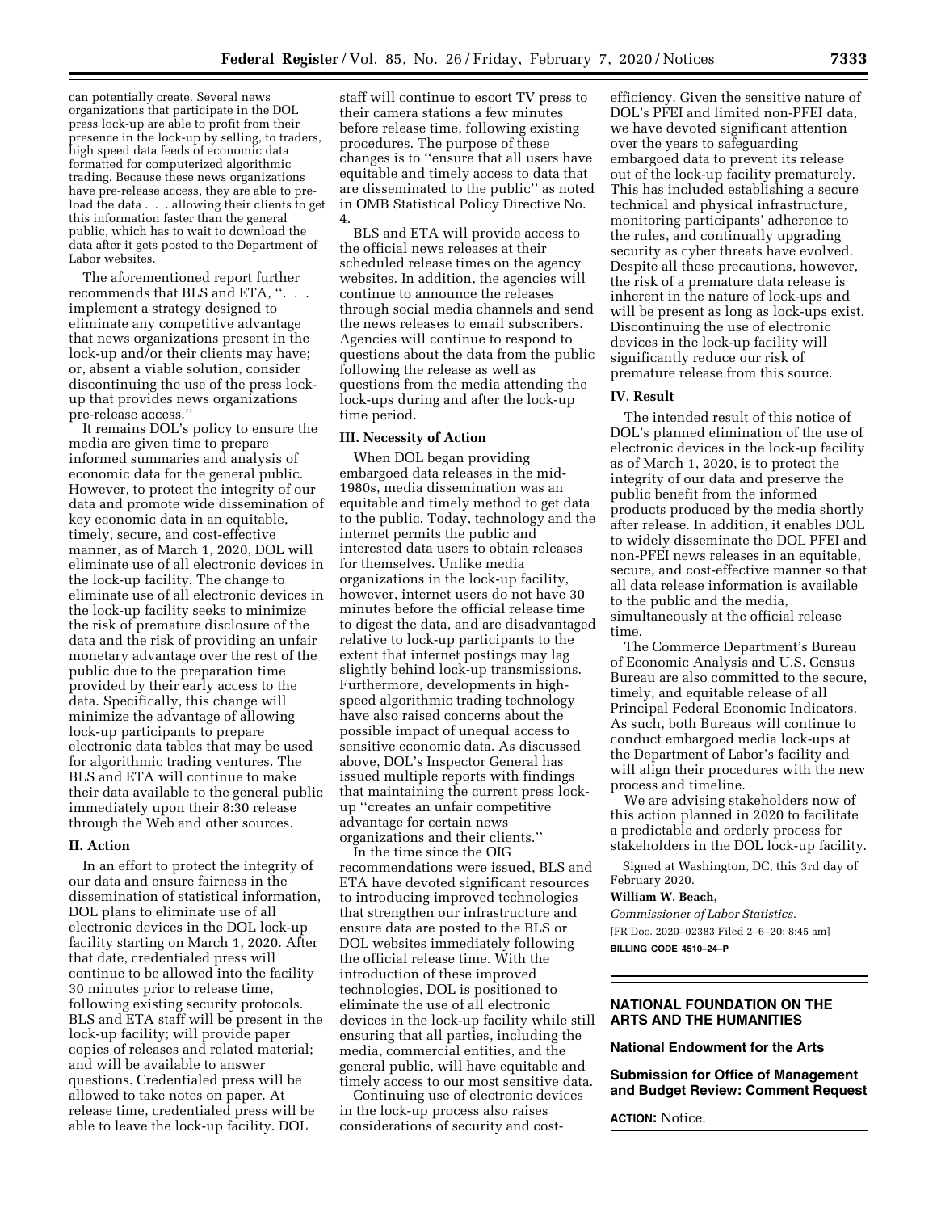can potentially create. Several news organizations that participate in the DOL press lock-up are able to profit from their presence in the lock-up by selling, to traders, high speed data feeds of economic data formatted for computerized algorithmic trading. Because these news organizations have pre-release access, they are able to pre-load the data . . . allowing their clients to get this information faster than the general public, which has to wait to download the data after it gets posted to the Department of Labor websites.

The aforementioned report further recommends that BLS and ETA, ''. . . implement a strategy designed to eliminate any competitive advantage that news organizations present in the lock-up and/or their clients may have; or, absent a viable solution, consider discontinuing the use of the press lock-up that provides news organizations pre-release access.''

It remains DOL's policy to ensure the media are given time to prepare informed summaries and analysis of economic data for the general public. However, to protect the integrity of our data and promote wide dissemination of key economic data in an equitable, timely, secure, and cost-effective manner, as of March 1, 2020, DOL will eliminate use of all electronic devices in the lock-up facility. The change to eliminate use of all electronic devices in the lock-up facility seeks to minimize the risk of premature disclosure of the data and the risk of providing an unfair monetary advantage over the rest of the public due to the preparation time provided by their early access to the data. Specifically, this change will minimize the advantage of allowing lock-up participants to prepare electronic data tables that may be used for algorithmic trading ventures. The BLS and ETA will continue to make their data available to the general public immediately upon their 8:30 release through the Web and other sources.

## II. Action

In an effort to protect the integrity of our data and ensure fairness in the dissemination of statistical information, DOL plans to eliminate use of all electronic devices in the DOL lock-up facility starting on March 1, 2020. After that date, credentialed press will continue to be allowed into the facility 30 minutes prior to release time, following existing security protocols. BLS and ETA staff will be present in the lock-up facility; will provide paper copies of releases and related material; and will be available to answer questions. Credentialed press will be allowed to take notes on paper. At release time, credentialed press will be able to leave the lock-up facility. DOL staff will continue to escort TV press to their camera stations a few minutes before release time, following existing procedures. The purpose of these changes is to ''ensure that all users have equitable and timely access to data that are disseminated to the public'' as noted in OMB Statistical Policy Directive No. 4.

BLS and ETA will provide access to the official news releases at their scheduled release times on the agency websites. In addition, the agencies will continue to announce the releases through social media channels and send the news releases to email subscribers. Agencies will continue to respond to questions about the data from the public following the release as well as questions from the media attending the lock-ups during and after the lock-up time period.

## III. Necessity of Action

When DOL began providing embargoed data releases in the mid-1980s, media dissemination was an equitable and timely method to get data to the public. Today, technology and the internet permits the public and interested data users to obtain releases for themselves. Unlike media organizations in the lock-up facility, however, internet users do not have 30 minutes before the official release time to digest the data, and are disadvantaged relative to lock-up participants to the extent that internet postings may lag slightly behind lock-up transmissions. Furthermore, developments in high-speed algorithmic trading technology have also raised concerns about the possible impact of unequal access to sensitive economic data. As discussed above, DOL's Inspector General has issued multiple reports with findings that maintaining the current press lock-up ''creates an unfair competitive advantage for certain news organizations and their clients.''

In the time since the OIG recommendations were issued, BLS and ETA have devoted significant resources to introducing improved technologies that strengthen our infrastructure and ensure data are posted to the BLS or DOL websites immediately following the official release time. With the introduction of these improved technologies, DOL is positioned to eliminate the use of all electronic devices in the lock-up facility while still ensuring that all parties, including the media, commercial entities, and the general public, will have equitable and timely access to our most sensitive data.

Continuing use of electronic devices in the lock-up process also raises considerations of security and cost-efficiency. Given the sensitive nature of DOL's PFEI and limited non-PFEI data, we have devoted significant attention over the years to safeguarding embargoed data to prevent its release out of the lock-up facility prematurely. This has included establishing a secure technical and physical infrastructure, monitoring participants' adherence to the rules, and continually upgrading security as cyber threats have evolved. Despite all these precautions, however, the risk of a premature data release is inherent in the nature of lock-ups and will be present as long as lock-ups exist. Discontinuing the use of electronic devices in the lock-up facility will significantly reduce our risk of premature release from this source.

## IV. Result

The intended result of this notice of DOL's planned elimination of the use of electronic devices in the lock-up facility as of March 1, 2020, is to protect the integrity of our data and preserve the public benefit from the informed products produced by the media shortly after release. In addition, it enables DOL to widely disseminate the DOL PFEI and non-PFEI news releases in an equitable, secure, and cost-effective manner so that all data release information is available to the public and the media, simultaneously at the official release time.

The Commerce Department's Bureau of Economic Analysis and U.S. Census Bureau are also committed to the secure, timely, and equitable release of all Principal Federal Economic Indicators. As such, both Bureaus will continue to conduct embargoed media lock-ups at the Department of Labor's facility and will align their procedures with the new process and timeline.

We are advising stakeholders now of this action planned in 2020 to facilitate a predictable and orderly process for stakeholders in the DOL lock-up facility.

Signed at Washington, DC, this 3rd day of February 2020.

**William W. Beach,**

*Commissioner of Labor Statistics.*

[FR Doc. 2020–02383 Filed 2–6–20; 8:45 am]

**BILLING CODE 4510–24–P**

---

## NATIONAL FOUNDATION ON THE ARTS AND THE HUMANITIES

### National Endowment for the Arts

### Submission for Office of Management and Budget Review: Comment Request

**ACTION:** Notice.